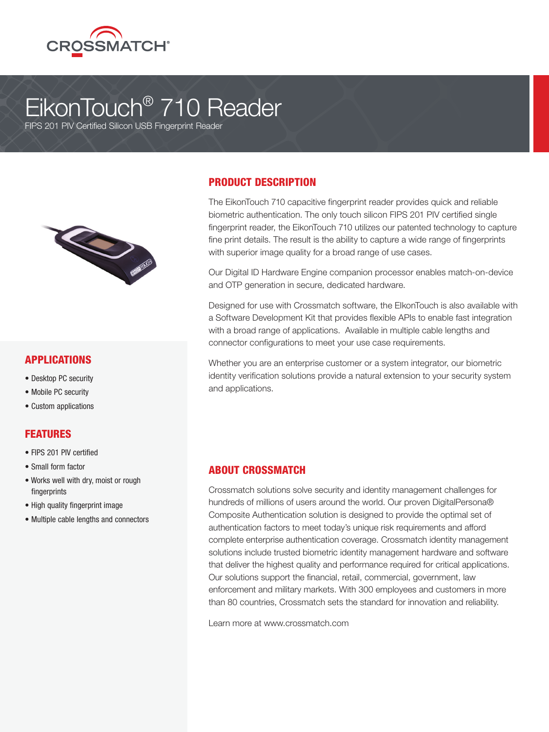CROSSMATCH®

# EikonTouch® 710 Reader

FIPS 201 PIV Certified Silicon USB Fingerprint Reader

## PRODUCT DESCRIPTION

The EikonTouch 710 capacitive fingerprint reader provides quick and reliable biometric authentication. The only touch silicon FIPS 201 PIV certified single fingerprint reader, the EikonTouch 710 utilizes our patented technology to capture fine print details. The result is the ability to capture a wide range of fingerprints with superior image quality for a broad range of use cases.

Our Digital ID Hardware Engine companion processor enables match-on-device and OTP generation in secure, dedicated hardware.

Designed for use with Crossmatch software, the ElkonTouch is also available with a Software Development Kit that provides flexible APIs to enable fast integration with a broad range of applications. Available in multiple cable lengths and connector configurations to meet your use case requirements.

Whether you are an enterprise customer or a system integrator, our biometric identity verification solutions provide a natural extension to your security system and applications.

## APPLICATIONS

- Desktop PC security
- Mobile PC security
- Custom applications

## FEATURES

- FIPS 201 PIV certified
- Small form factor
- Works well with dry, moist or rough fingerprints
- High quality fingerprint image
- Multiple cable lengths and connectors

## ABOUT CROSSMATCH

Crossmatch solutions solve security and identity management challenges for hundreds of millions of users around the world. Our proven DigitalPersona® Composite Authentication solution is designed to provide the optimal set of authentication factors to meet today's unique risk requirements and afford complete enterprise authentication coverage. Crossmatch identity management solutions include trusted biometric identity management hardware and software that deliver the highest quality and performance required for critical applications. Our solutions support the financial, retail, commercial, government, law enforcement and military markets. With 300 employees and customers in more than 80 countries, Crossmatch sets the standard for innovation and reliability.

Learn more at www.crossmatch.com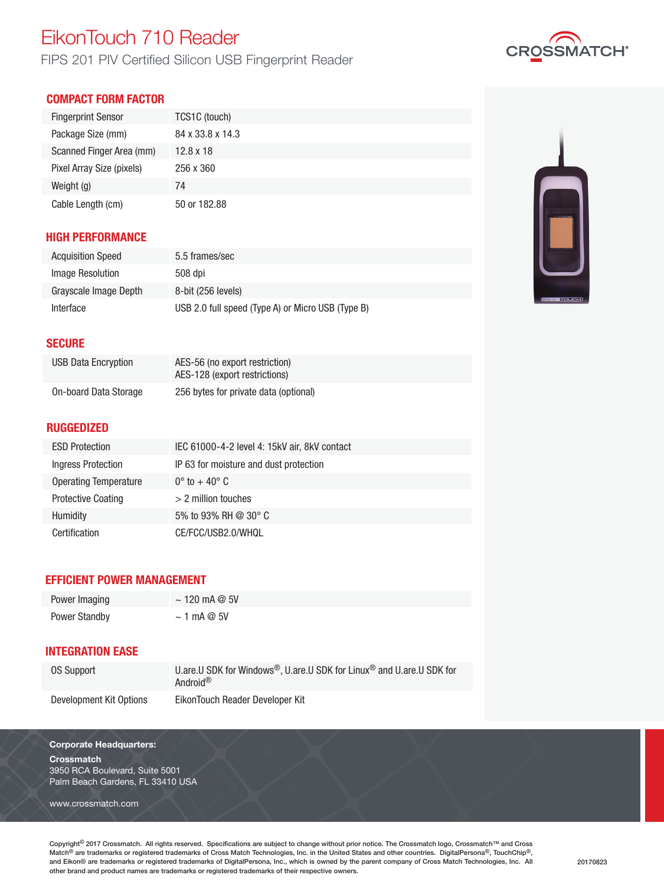# EikonTouch 710 Reader

FIPS 201 PIV Certified Silicon USB Fingerprint Reader

CROSSMATCH®

## COMPACT FORM FACTOR

| | |
|---|---|
| Fingerprint Sensor | TCS1C (touch) |
| Package Size (mm) | 84 x 33.8 x 14.3 |
| Scanned Finger Area (mm) | 12.8 x 18 |
| Pixel Array Size (pixels) | 256 x 360 |
| Weight (g) | 74 |
| Cable Length (cm) | 50 or 182.88 |

## HIGH PERFORMANCE

| | |
|---|---|
| Acquisition Speed | 5.5 frames/sec |
| Image Resolution | 508 dpi |
| Grayscale Image Depth | 8-bit (256 levels) |
| Interface | USB 2.0 full speed (Type A) or Micro USB (Type B) |

## SECURE

| | |
|---|---|
| USB Data Encryption | AES-56 (no export restriction)<br>AES-128 (export restrictions) |
| On-board Data Storage | 256 bytes for private data (optional) |

## RUGGEDIZED

| | |
|---|---|
| ESD Protection | IEC 61000-4-2 level 4: 15kV air, 8kV contact |
| Ingress Protection | IP 63 for moisture and dust protection |
| Operating Temperature | 0° to + 40° C |
| Protective Coating | > 2 million touches |
| Humidity | 5% to 93% RH @ 30° C |
| Certification | CE/FCC/USB2.0/WHQL |

## EFFICIENT POWER MANAGEMENT

| | |
|---|---|
| Power Imaging | ~ 120 mA @ 5V |
| Power Standby | ~ 1 mA @ 5V |

## INTEGRATION EASE

| | |
|---|---|
| OS Support | U.are.U SDK for Windows®, U.are.U SDK for Linux® and U.are.U SDK for Android® |
| Development Kit Options | EikonTouch Reader Developer Kit |

**Corporate Headquarters:**

**Crossmatch**
3950 RCA Boulevard, Suite 5001
Palm Beach Gardens, FL 33410 USA

www.crossmatch.com

Copyright© 2017 Crossmatch. All rights reserved. Specifications are subject to change without prior notice. The Crossmatch logo, Crossmatch™ and Cross Match® are trademarks or registered trademarks of Cross Match Technologies, Inc. in the United States and other countries. DigitalPersona®, TouchChip®, and Eikon® are trademarks or registered trademarks of DigitalPersona, Inc., which is owned by the parent company of Cross Match Technologies, Inc. All other brand and product names are trademarks or registered trademarks of their respective owners.

20170823